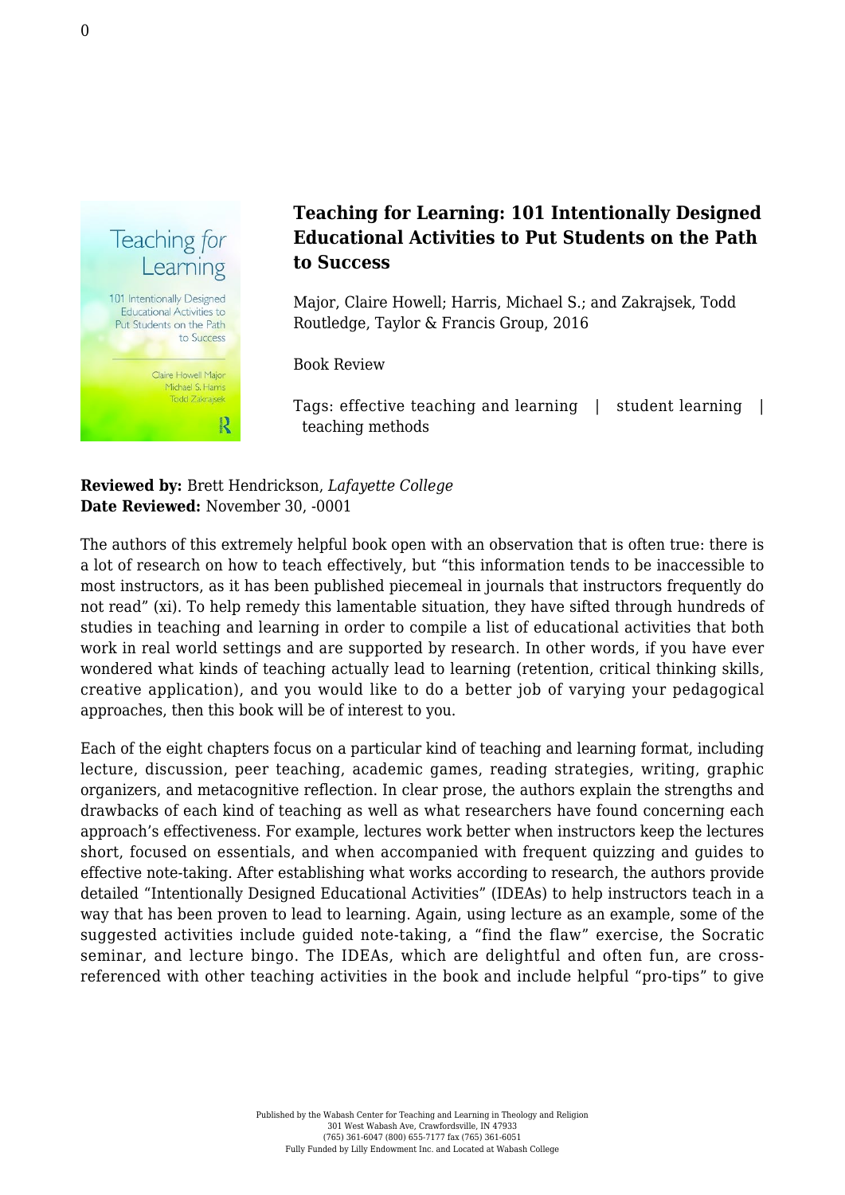# Teaching for Learning: 101 Intentionally Designed Educational Activities to Put Students on the Path to Success

Major, Claire Howell; Harris, Michael S.; and Zakrajsek, Todd
Routledge, Taylor & Francis Group, 2016

Book Review

Tags: effective teaching and learning | student learning | teaching methods

**Reviewed by:** Brett Hendrickson, *Lafayette College*
**Date Reviewed:** November 30, -0001

The authors of this extremely helpful book open with an observation that is often true: there is a lot of research on how to teach effectively, but "this information tends to be inaccessible to most instructors, as it has been published piecemeal in journals that instructors frequently do not read" (xi). To help remedy this lamentable situation, they have sifted through hundreds of studies in teaching and learning in order to compile a list of educational activities that both work in real world settings and are supported by research. In other words, if you have ever wondered what kinds of teaching actually lead to learning (retention, critical thinking skills, creative application), and you would like to do a better job of varying your pedagogical approaches, then this book will be of interest to you.

Each of the eight chapters focus on a particular kind of teaching and learning format, including lecture, discussion, peer teaching, academic games, reading strategies, writing, graphic organizers, and metacognitive reflection. In clear prose, the authors explain the strengths and drawbacks of each kind of teaching as well as what researchers have found concerning each approach's effectiveness. For example, lectures work better when instructors keep the lectures short, focused on essentials, and when accompanied with frequent quizzing and guides to effective note-taking. After establishing what works according to research, the authors provide detailed "Intentionally Designed Educational Activities" (IDEAs) to help instructors teach in a way that has been proven to lead to learning. Again, using lecture as an example, some of the suggested activities include guided note-taking, a "find the flaw" exercise, the Socratic seminar, and lecture bingo. The IDEAs, which are delightful and often fun, are cross-referenced with other teaching activities in the book and include helpful "pro-tips" to give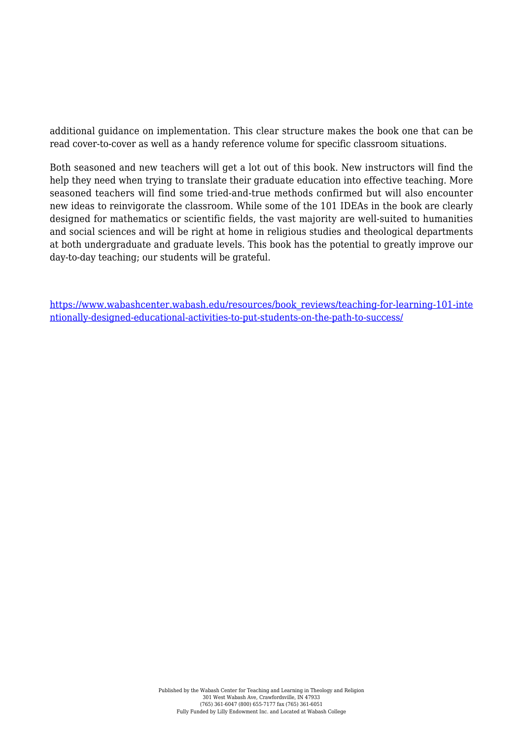additional guidance on implementation. This clear structure makes the book one that can be read cover-to-cover as well as a handy reference volume for specific classroom situations.

Both seasoned and new teachers will get a lot out of this book. New instructors will find the help they need when trying to translate their graduate education into effective teaching. More seasoned teachers will find some tried-and-true methods confirmed but will also encounter new ideas to reinvigorate the classroom. While some of the 101 IDEAs in the book are clearly designed for mathematics or scientific fields, the vast majority are well-suited to humanities and social sciences and will be right at home in religious studies and theological departments at both undergraduate and graduate levels. This book has the potential to greatly improve our day-to-day teaching; our students will be grateful.

[https://www.wabashcenter.wabash.edu/resources/book_reviews/teaching-for-learning-101-intentionally-designed-educational-activities-to-put-students-on-the-path-to-success/](https://www.wabashcenter.wabash.edu/resources/book_reviews/teaching-for-learning-101-intentionally-designed-educational-activities-to-put-students-on-the-path-to-success/)

Published by the Wabash Center for Teaching and Learning in Theology and Religion
301 West Wabash Ave, Crawfordsville, IN 47933
(765) 361-6047 (800) 655-7177 fax (765) 361-6051
Fully Funded by Lilly Endowment Inc. and Located at Wabash College